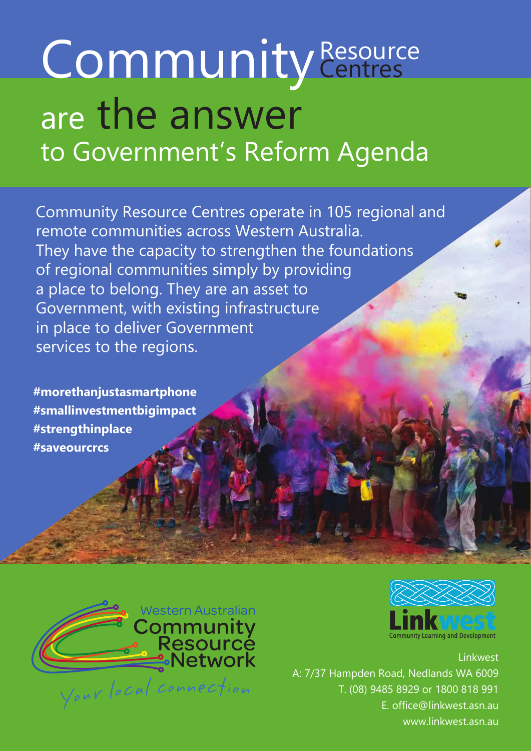# Community Resource Centres are the answer to Government's Reform Agenda

Community Resource Centres operate in 105 regional and remote communities across Western Australia. They have the capacity to strengthen the foundations of regional communities simply by providing a place to belong. They are an asset to Government, with existing infrastructure in place to deliver Government services to the regions.

**#morethanjustasmartphone**
**#smallinvestmentbigimpact**
**#strengthinplace**
**#saveourcrcs**

Western Australian Community Resource Network

*Your local connection*

Linkwest – Community Learning and Development

Linkwest
A: 7/37 Hampden Road, Nedlands WA 6009
T. (08) 9485 8929 or 1800 818 991
E. office@linkwest.asn.au
www.linkwest.asn.au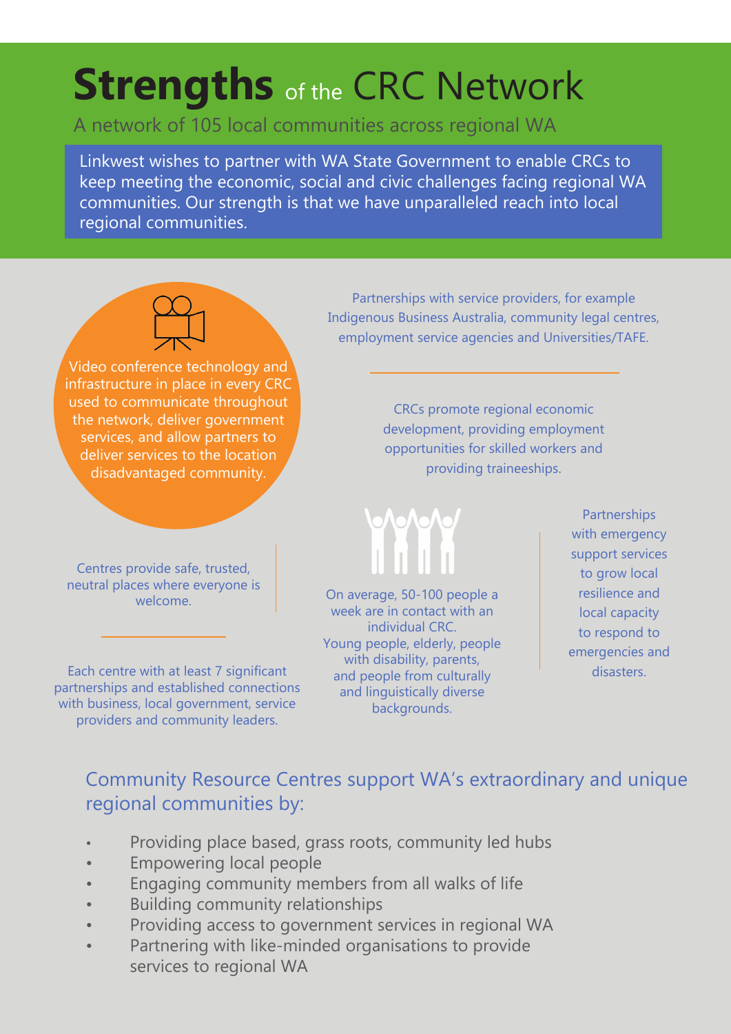# **Strengths** of the CRC Network

A network of 105 local communities across regional WA

Linkwest wishes to partner with WA State Government to enable CRCs to keep meeting the economic, social and civic challenges facing regional WA communities. Our strength is that we have unparalleled reach into local regional communities.

Video conference technology and infrastructure in place in every CRC used to communicate throughout the network, deliver government services, and allow partners to deliver services to the location disadvantaged community.

Partnerships with service providers, for example Indigenous Business Australia, community legal centres, employment service agencies and Universities/TAFE.

CRCs promote regional economic development, providing employment opportunities for skilled workers and providing traineeships.

Centres provide safe, trusted, neutral places where everyone is welcome.

Each centre with at least 7 significant partnerships and established connections with business, local government, service providers and community leaders.

On average, 50-100 people a week are in contact with an individual CRC. Young people, elderly, people with disability, parents, and people from culturally and linguistically diverse backgrounds.

Partnerships with emergency support services to grow local resilience and local capacity to respond to emergencies and disasters.

## Community Resource Centres support WA's extraordinary and unique regional communities by:

- Providing place based, grass roots, community led hubs
- Empowering local people
- Engaging community members from all walks of life
- Building community relationships
- Providing access to government services in regional WA
- Partnering with like-minded organisations to provide services to regional WA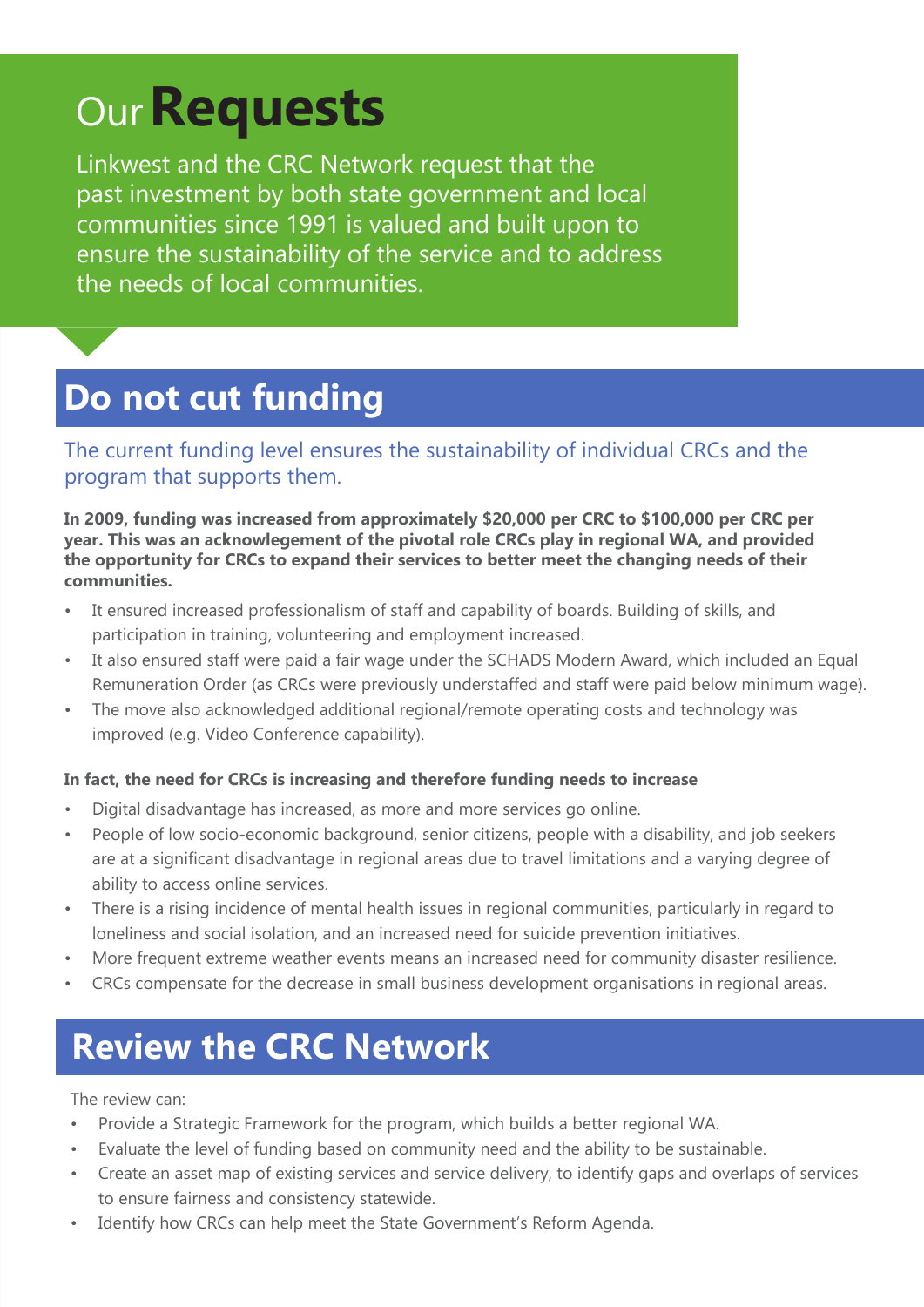# Our **Requests**

Linkwest and the CRC Network request that the past investment by both state government and local communities since 1991 is valued and built upon to ensure the sustainability of the service and to address the needs of local communities.

## Do not cut funding

The current funding level ensures the sustainability of individual CRCs and the program that supports them.

**In 2009, funding was increased from approximately $20,000 per CRC to $100,000 per CRC per year. This was an acknowlegement of the pivotal role CRCs play in regional WA, and provided the opportunity for CRCs to expand their services to better meet the changing needs of their communities.**

- It ensured increased professionalism of staff and capability of boards. Building of skills, and participation in training, volunteering and employment increased.
- It also ensured staff were paid a fair wage under the SCHADS Modern Award, which included an Equal Remuneration Order (as CRCs were previously understaffed and staff were paid below minimum wage).
- The move also acknowledged additional regional/remote operating costs and technology was improved (e.g. Video Conference capability).

**In fact, the need for CRCs is increasing and therefore funding needs to increase**

- Digital disadvantage has increased, as more and more services go online.
- People of low socio-economic background, senior citizens, people with a disability, and job seekers are at a significant disadvantage in regional areas due to travel limitations and a varying degree of ability to access online services.
- There is a rising incidence of mental health issues in regional communities, particularly in regard to loneliness and social isolation, and an increased need for suicide prevention initiatives.
- More frequent extreme weather events means an increased need for community disaster resilience.
- CRCs compensate for the decrease in small business development organisations in regional areas.

## Review the CRC Network

The review can:

- Provide a Strategic Framework for the program, which builds a better regional WA.
- Evaluate the level of funding based on community need and the ability to be sustainable.
- Create an asset map of existing services and service delivery, to identify gaps and overlaps of services to ensure fairness and consistency statewide.
- Identify how CRCs can help meet the State Government's Reform Agenda.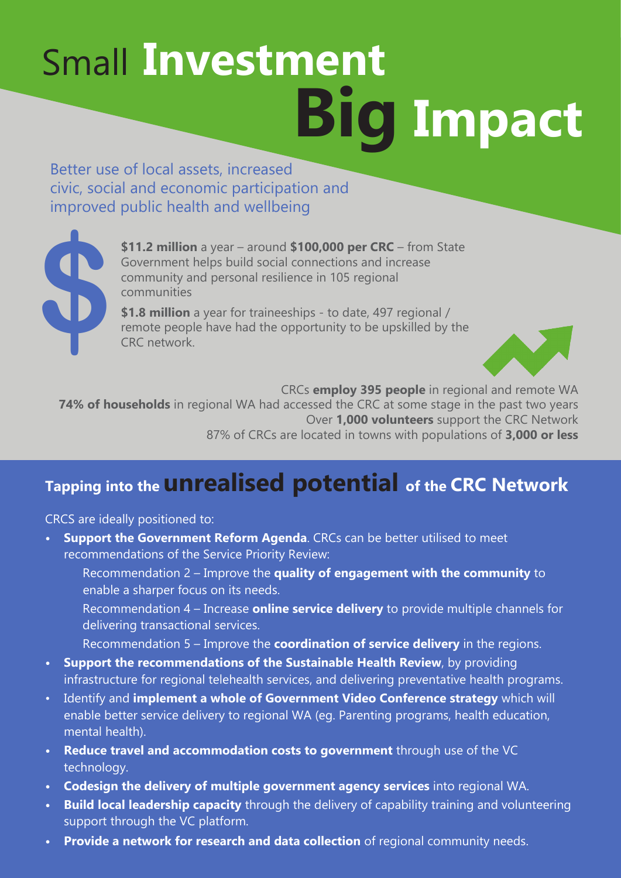# Small **Investment** **Big** Impact

Better use of local assets, increased civic, social and economic participation and improved public health and wellbeing

**$11.2 million** a year – around **$100,000 per CRC** – from State Government helps build social connections and increase community and personal resilience in 105 regional communities

**$1.8 million** a year for traineeships - to date, 497 regional / remote people have had the opportunity to be upskilled by the CRC network.

CRCs **employ 395 people** in regional and remote WA

**74% of households** in regional WA had accessed the CRC at some stage in the past two years

Over **1,000 volunteers** support the CRC Network

87% of CRCs are located in towns with populations of **3,000 or less**

## Tapping into the **unrealised potential** of the CRC Network

CRCS are ideally positioned to:

- **Support the Government Reform Agenda**. CRCs can be better utilised to meet recommendations of the Service Priority Review:
  - Recommendation 2 – Improve the **quality of engagement with the community** to enable a sharper focus on its needs.
  - Recommendation 4 – Increase **online service delivery** to provide multiple channels for delivering transactional services.
  - Recommendation 5 – Improve the **coordination of service delivery** in the regions.
- **Support the recommendations of the Sustainable Health Review**, by providing infrastructure for regional telehealth services, and delivering preventative health programs.
- Identify and **implement a whole of Government Video Conference strategy** which will enable better service delivery to regional WA (eg. Parenting programs, health education, mental health).
- **Reduce travel and accommodation costs to government** through use of the VC technology.
- **Codesign the delivery of multiple government agency services** into regional WA.
- **Build local leadership capacity** through the delivery of capability training and volunteering support through the VC platform.
- **Provide a network for research and data collection** of regional community needs.